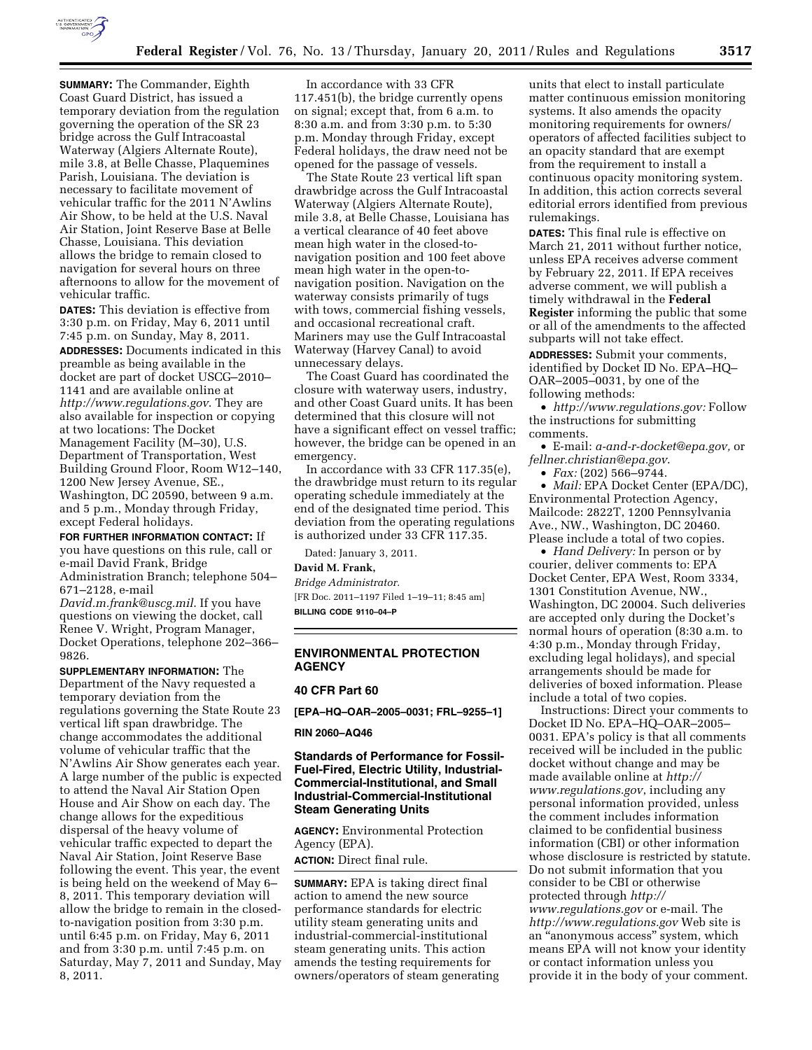**SUMMARY:** The Commander, Eighth Coast Guard District, has issued a temporary deviation from the regulation governing the operation of the SR 23 bridge across the Gulf Intracoastal Waterway (Algiers Alternate Route), mile 3.8, at Belle Chasse, Plaquemines Parish, Louisiana. The deviation is necessary to facilitate movement of vehicular traffic for the 2011 N'Awlins Air Show, to be held at the U.S. Naval Air Station, Joint Reserve Base at Belle Chasse, Louisiana. This deviation allows the bridge to remain closed to navigation for several hours on three afternoons to allow for the movement of vehicular traffic.

**DATES:** This deviation is effective from 3:30 p.m. on Friday, May 6, 2011 until 7:45 p.m. on Sunday, May 8, 2011.

**ADDRESSES:** Documents indicated in this preamble as being available in the docket are part of docket USCG–2010–1141 and are available online at *http://www.regulations.gov*. They are also available for inspection or copying at two locations: The Docket Management Facility (M–30), U.S. Department of Transportation, West Building Ground Floor, Room W12–140, 1200 New Jersey Avenue, SE., Washington, DC 20590, between 9 a.m. and 5 p.m., Monday through Friday, except Federal holidays.

**FOR FURTHER INFORMATION CONTACT:** If you have questions on this rule, call or e-mail David Frank, Bridge Administration Branch; telephone 504–671–2128, e-mail *David.m.frank@uscg.mil*. If you have questions on viewing the docket, call Renee V. Wright, Program Manager, Docket Operations, telephone 202–366–9826.

**SUPPLEMENTARY INFORMATION:** The Department of the Navy requested a temporary deviation from the regulations governing the State Route 23 vertical lift span drawbridge. The change accommodates the additional volume of vehicular traffic that the N'Awlins Air Show generates each year. A large number of the public is expected to attend the Naval Air Station Open House and Air Show on each day. The change allows for the expeditious dispersal of the heavy volume of vehicular traffic expected to depart the Naval Air Station, Joint Reserve Base following the event. This year, the event is being held on the weekend of May 6–8, 2011. This temporary deviation will allow the bridge to remain in the closed-to-navigation position from 3:30 p.m. until 6:45 p.m. on Friday, May 6, 2011 and from 3:30 p.m. until 7:45 p.m. on Saturday, May 7, 2011 and Sunday, May 8, 2011.

In accordance with 33 CFR 117.451(b), the bridge currently opens on signal; except that, from 6 a.m. to 8:30 a.m. and from 3:30 p.m. to 5:30 p.m. Monday through Friday, except Federal holidays, the draw need not be opened for the passage of vessels.

The State Route 23 vertical lift span drawbridge across the Gulf Intracoastal Waterway (Algiers Alternate Route), mile 3.8, at Belle Chasse, Louisiana has a vertical clearance of 40 feet above mean high water in the closed-to-navigation position and 100 feet above mean high water in the open-to-navigation position. Navigation on the waterway consists primarily of tugs with tows, commercial fishing vessels, and occasional recreational craft. Mariners may use the Gulf Intracoastal Waterway (Harvey Canal) to avoid unnecessary delays.

The Coast Guard has coordinated the closure with waterway users, industry, and other Coast Guard units. It has been determined that this closure will not have a significant effect on vessel traffic; however, the bridge can be opened in an emergency.

In accordance with 33 CFR 117.35(e), the drawbridge must return to its regular operating schedule immediately at the end of the designated time period. This deviation from the operating regulations is authorized under 33 CFR 117.35.

Dated: January 3, 2011.

**David M. Frank,**

*Bridge Administrator.*

[FR Doc. 2011–1197 Filed 1–19–11; 8:45 am]

**BILLING CODE 9110–04–P**

## ENVIRONMENTAL PROTECTION AGENCY

### 40 CFR Part 60

**[EPA–HQ–OAR–2005–0031; FRL–9255–1]**

**RIN 2060–AQ46**

### Standards of Performance for Fossil-Fuel-Fired, Electric Utility, Industrial-Commercial-Institutional, and Small Industrial-Commercial-Institutional Steam Generating Units

**AGENCY:** Environmental Protection Agency (EPA).

**ACTION:** Direct final rule.

**SUMMARY:** EPA is taking direct final action to amend the new source performance standards for electric utility steam generating units and industrial-commercial-institutional steam generating units. This action amends the testing requirements for owners/operators of steam generating units that elect to install particulate matter continuous emission monitoring systems. It also amends the opacity monitoring requirements for owners/operators of affected facilities subject to an opacity standard that are exempt from the requirement to install a continuous opacity monitoring system. In addition, this action corrects several editorial errors identified from previous rulemakings.

**DATES:** This final rule is effective on March 21, 2011 without further notice, unless EPA receives adverse comment by February 22, 2011. If EPA receives adverse comment, we will publish a timely withdrawal in the **Federal Register** informing the public that some or all of the amendments to the affected subparts will not take effect.

**ADDRESSES:** Submit your comments, identified by Docket ID No. EPA–HQ–OAR–2005–0031, by one of the following methods:

- *http://www.regulations.gov:* Follow the instructions for submitting comments.
- E-mail: *a-and-r-docket@epa.gov,* or *fellner.christian@epa.gov*.
- *Fax:* (202) 566–9744.
- *Mail:* EPA Docket Center (EPA/DC), Environmental Protection Agency, Mailcode: 2822T, 1200 Pennsylvania Ave., NW., Washington, DC 20460. Please include a total of two copies.
- *Hand Delivery:* In person or by courier, deliver comments to: EPA Docket Center, EPA West, Room 3334, 1301 Constitution Avenue, NW., Washington, DC 20004. Such deliveries are accepted only during the Docket's normal hours of operation (8:30 a.m. to 4:30 p.m., Monday through Friday, excluding legal holidays), and special arrangements should be made for deliveries of boxed information. Please include a total of two copies.

Instructions: Direct your comments to Docket ID No. EPA–HQ–OAR–2005–0031. EPA's policy is that all comments received will be included in the public docket without change and may be made available online at *http://www.regulations.gov*, including any personal information provided, unless the comment includes information claimed to be confidential business information (CBI) or other information whose disclosure is restricted by statute. Do not submit information that you consider to be CBI or otherwise protected through *http://www.regulations.gov* or e-mail. The *http://www.regulations.gov* Web site is an "anonymous access" system, which means EPA will not know your identity or contact information unless you provide it in the body of your comment.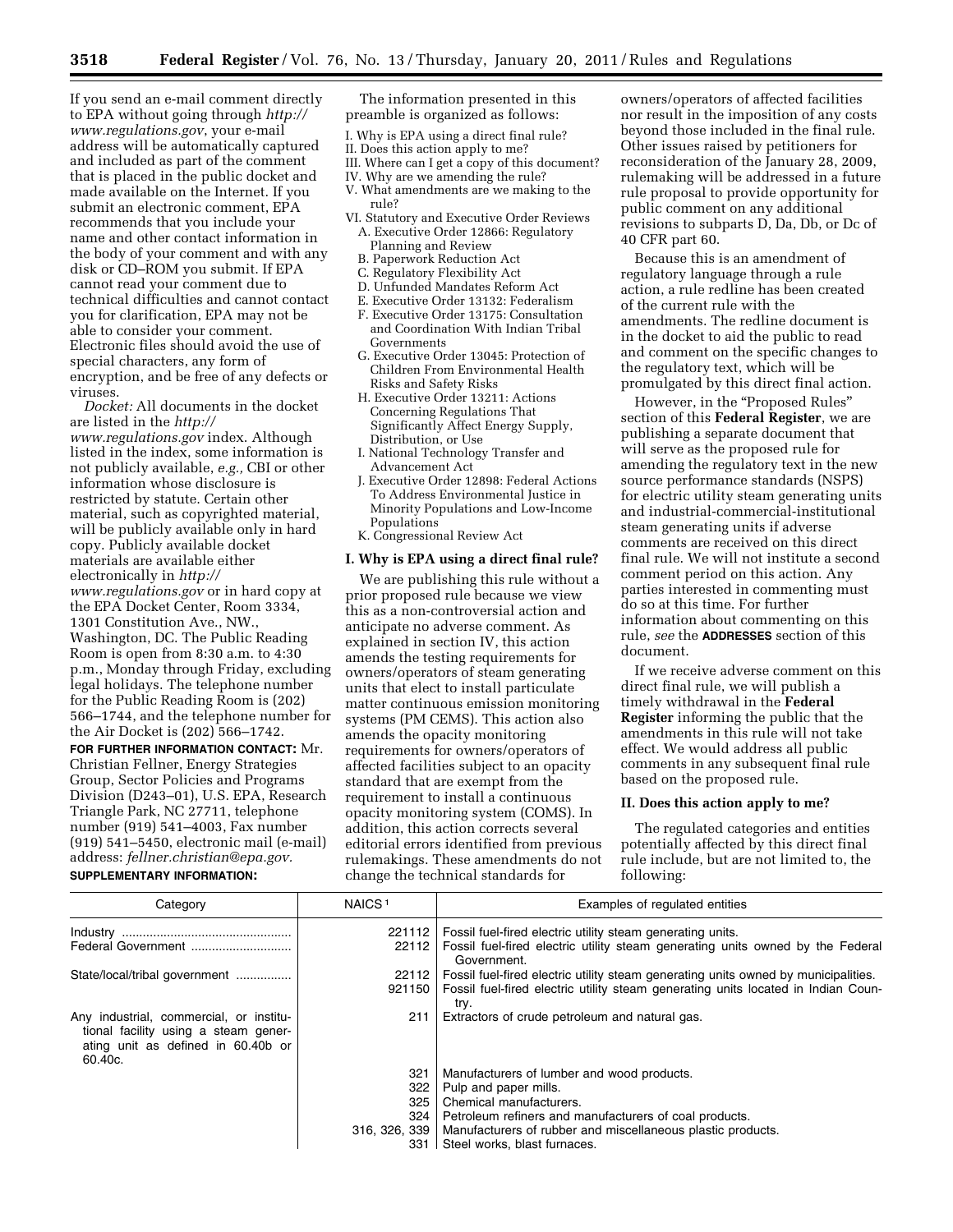If you send an e-mail comment directly to EPA without going through *http://www.regulations.gov*, your e-mail address will be automatically captured and included as part of the comment that is placed in the public docket and made available on the Internet. If you submit an electronic comment, EPA recommends that you include your name and other contact information in the body of your comment and with any disk or CD–ROM you submit. If EPA cannot read your comment due to technical difficulties and cannot contact you for clarification, EPA may not be able to consider your comment. Electronic files should avoid the use of special characters, any form of encryption, and be free of any defects or viruses.

*Docket:* All documents in the docket are listed in the *http://www.regulations.gov* index. Although listed in the index, some information is not publicly available, *e.g.*, CBI or other information whose disclosure is restricted by statute. Certain other material, such as copyrighted material, will be publicly available only in hard copy. Publicly available docket materials are available either electronically in *http://www.regulations.gov* or in hard copy at the EPA Docket Center, Room 3334, 1301 Constitution Ave., NW., Washington, DC. The Public Reading Room is open from 8:30 a.m. to 4:30 p.m., Monday through Friday, excluding legal holidays. The telephone number for the Public Reading Room is (202) 566–1744, and the telephone number for the Air Docket is (202) 566–1742.

**FOR FURTHER INFORMATION CONTACT:** Mr. Christian Fellner, Energy Strategies Group, Sector Policies and Programs Division (D243–01), U.S. EPA, Research Triangle Park, NC 27711, telephone number (919) 541–4003, Fax number (919) 541–5450, electronic mail (e-mail) address: *fellner.christian@epa.gov.*

**SUPPLEMENTARY INFORMATION:**

The information presented in this preamble is organized as follows:

I. Why is EPA using a direct final rule?
II. Does this action apply to me?
III. Where can I get a copy of this document?
IV. Why are we amending the rule?
V. What amendments are we making to the rule?
VI. Statutory and Executive Order Reviews
  A. Executive Order 12866: Regulatory Planning and Review
  B. Paperwork Reduction Act
  C. Regulatory Flexibility Act
  D. Unfunded Mandates Reform Act
  E. Executive Order 13132: Federalism
  F. Executive Order 13175: Consultation and Coordination With Indian Tribal Governments
  G. Executive Order 13045: Protection of Children From Environmental Health Risks and Safety Risks
  H. Executive Order 13211: Actions Concerning Regulations That Significantly Affect Energy Supply, Distribution, or Use
  I. National Technology Transfer and Advancement Act
  J. Executive Order 12898: Federal Actions To Address Environmental Justice in Minority Populations and Low-Income Populations
  K. Congressional Review Act

## I. Why is EPA using a direct final rule?

We are publishing this rule without a prior proposed rule because we view this as a non-controversial action and anticipate no adverse comment. As explained in section IV, this action amends the testing requirements for owners/operators of steam generating units that elect to install particulate matter continuous emission monitoring systems (PM CEMS). This action also amends the opacity monitoring requirements for owners/operators of affected facilities subject to an opacity standard that are exempt from the requirement to install a continuous opacity monitoring system (COMS). In addition, this action corrects several editorial errors identified from previous rulemakings. These amendments do not change the technical standards for owners/operators of affected facilities nor result in the imposition of any costs beyond those included in the final rule. Other issues raised by petitioners for reconsideration of the January 28, 2009, rulemaking will be addressed in a future rule proposal to provide opportunity for public comment on any additional revisions to subparts D, Da, Db, or Dc of 40 CFR part 60.

Because this is an amendment of regulatory language through a rule action, a rule redline has been created of the current rule with the amendments. The redline document is in the docket to aid the public to read and comment on the specific changes to the regulatory text, which will be promulgated by this direct final action.

However, in the "Proposed Rules" section of this **Federal Register**, we are publishing a separate document that will serve as the proposed rule for amending the regulatory text in the new source performance standards (NSPS) for electric utility steam generating units and industrial-commercial-institutional steam generating units if adverse comments are received on this direct final rule. We will not institute a second comment period on this action. Any parties interested in commenting must do so at this time. For further information about commenting on this rule, *see* the **ADDRESSES** section of this document.

If we receive adverse comment on this direct final rule, we will publish a timely withdrawal in the **Federal Register** informing the public that the amendments in this rule will not take effect. We would address all public comments in any subsequent final rule based on the proposed rule.

## II. Does this action apply to me?

The regulated categories and entities potentially affected by this direct final rule include, but are not limited to, the following:

| Category | NAICS[1] | Examples of regulated entities |
|---|---|---|
| Industry | 221112 | Fossil fuel-fired electric utility steam generating units. |
| Federal Government | 22112 | Fossil fuel-fired electric utility steam generating units owned by the Federal Government. |
| State/local/tribal government | 22112 | Fossil fuel-fired electric utility steam generating units owned by municipalities. |
| | 921150 | Fossil fuel-fired electric utility steam generating units located in Indian Country. |
| Any industrial, commercial, or institutional facility using a steam generating unit as defined in 60.40b or 60.40c. | 211 | Extractors of crude petroleum and natural gas. |
| | 321 | Manufacturers of lumber and wood products. |
| | 322 | Pulp and paper mills. |
| | 325 | Chemical manufacturers. |
| | 324 | Petroleum refiners and manufacturers of coal products. |
| | 316, 326, 339 | Manufacturers of rubber and miscellaneous plastic products. |
| | 331 | Steel works, blast furnaces. |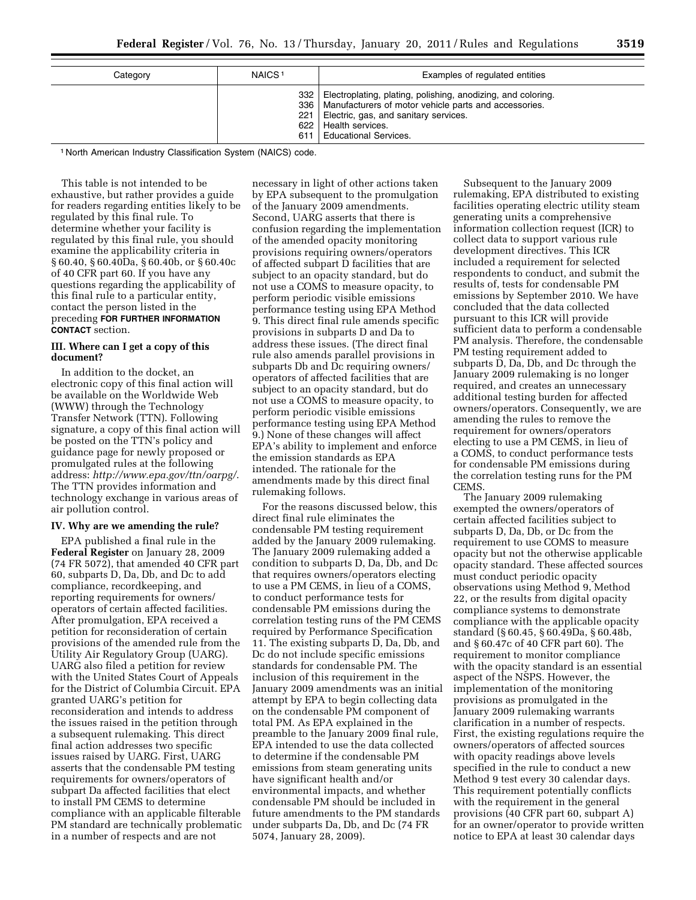| Category | NAICS[1] | Examples of regulated entities |
|---|---|---|
| | 332 | Electroplating, plating, polishing, anodizing, and coloring. |
| | 336 | Manufacturers of motor vehicle parts and accessories. |
| | 221 | Electric, gas, and sanitary services. |
| | 622 | Health services. |
| | 611 | Educational Services. |

[1] North American Industry Classification System (NAICS) code.

This table is not intended to be exhaustive, but rather provides a guide for readers regarding entities likely to be regulated by this final rule. To determine whether your facility is regulated by this final rule, you should examine the applicability criteria in § 60.40, § 60.40Da, § 60.40b, or § 60.40c of 40 CFR part 60. If you have any questions regarding the applicability of this final rule to a particular entity, contact the person listed in the preceding **FOR FURTHER INFORMATION CONTACT** section.

### III. Where can I get a copy of this document?

In addition to the docket, an electronic copy of this final action will be available on the Worldwide Web (WWW) through the Technology Transfer Network (TTN). Following signature, a copy of this final action will be posted on the TTN's policy and guidance page for newly proposed or promulgated rules at the following address: *http://www.epa.gov/ttn/oarpg/*. The TTN provides information and technology exchange in various areas of air pollution control.

### IV. Why are we amending the rule?

EPA published a final rule in the **Federal Register** on January 28, 2009 (74 FR 5072), that amended 40 CFR part 60, subparts D, Da, Db, and Dc to add compliance, recordkeeping, and reporting requirements for owners/operators of certain affected facilities. After promulgation, EPA received a petition for reconsideration of certain provisions of the amended rule from the Utility Air Regulatory Group (UARG). UARG also filed a petition for review with the United States Court of Appeals for the District of Columbia Circuit. EPA granted UARG's petition for reconsideration and intends to address the issues raised in the petition through a subsequent rulemaking. This direct final action addresses two specific issues raised by UARG. First, UARG asserts that the condensable PM testing requirements for owners/operators of subpart Da affected facilities that elect to install PM CEMS to determine compliance with an applicable filterable PM standard are technically problematic in a number of respects and are not necessary in light of other actions taken by EPA subsequent to the promulgation of the January 2009 amendments. Second, UARG asserts that there is confusion regarding the implementation of the amended opacity monitoring provisions requiring owners/operators of affected subpart D facilities that are subject to an opacity standard, but do not use a COMS to measure opacity, to perform periodic visible emissions performance testing using EPA Method 9. This direct final rule amends specific provisions in subparts D and Da to address these issues. (The direct final rule also amends parallel provisions in subparts Db and Dc requiring owners/operators of affected facilities that are subject to an opacity standard, but do not use a COMS to measure opacity, to perform periodic visible emissions performance testing using EPA Method 9.) None of these changes will affect EPA's ability to implement and enforce the emission standards as EPA intended. The rationale for the amendments made by this direct final rulemaking follows.

For the reasons discussed below, this direct final rule eliminates the condensable PM testing requirement added by the January 2009 rulemaking. The January 2009 rulemaking added a condition to subparts D, Da, Db, and Dc that requires owners/operators electing to use a PM CEMS, in lieu of a COMS, to conduct performance tests for condensable PM emissions during the correlation testing runs of the PM CEMS required by Performance Specification 11. The existing subparts D, Da, Db, and Dc do not include specific emissions standards for condensable PM. The inclusion of this requirement in the January 2009 amendments was an initial attempt by EPA to begin collecting data on the condensable PM component of total PM. As EPA explained in the preamble to the January 2009 final rule, EPA intended to use the data collected to determine if the condensable PM emissions from steam generating units have significant health and/or environmental impacts, and whether condensable PM should be included in future amendments to the PM standards under subparts Da, Db, and Dc (74 FR 5074, January 28, 2009).

Subsequent to the January 2009 rulemaking, EPA distributed to existing facilities operating electric utility steam generating units a comprehensive information collection request (ICR) to collect data to support various rule development directives. This ICR included a requirement for selected respondents to conduct, and submit the results of, tests for condensable PM emissions by September 2010. We have concluded that the data collected pursuant to this ICR will provide sufficient data to perform a condensable PM analysis. Therefore, the condensable PM testing requirement added to subparts D, Da, Db, and Dc through the January 2009 rulemaking is no longer required, and creates an unnecessary additional testing burden for affected owners/operators. Consequently, we are amending the rules to remove the requirement for owners/operators electing to use a PM CEMS, in lieu of a COMS, to conduct performance tests for condensable PM emissions during the correlation testing runs for the PM CEMS.

The January 2009 rulemaking exempted the owners/operators of certain affected facilities subject to subparts D, Da, Db, or Dc from the requirement to use COMS to measure opacity but not the otherwise applicable opacity standard. These affected sources must conduct periodic opacity observations using Method 9, Method 22, or the results from digital opacity compliance systems to demonstrate compliance with the applicable opacity standard (§ 60.45, § 60.49Da, § 60.48b, and § 60.47c of 40 CFR part 60). The requirement to monitor compliance with the opacity standard is an essential aspect of the NSPS. However, the implementation of the monitoring provisions as promulgated in the January 2009 rulemaking warrants clarification in a number of respects. First, the existing regulations require the owners/operators of affected sources with opacity readings above levels specified in the rule to conduct a new Method 9 test every 30 calendar days. This requirement potentially conflicts with the requirement in the general provisions (40 CFR part 60, subpart A) for an owner/operator to provide written notice to EPA at least 30 calendar days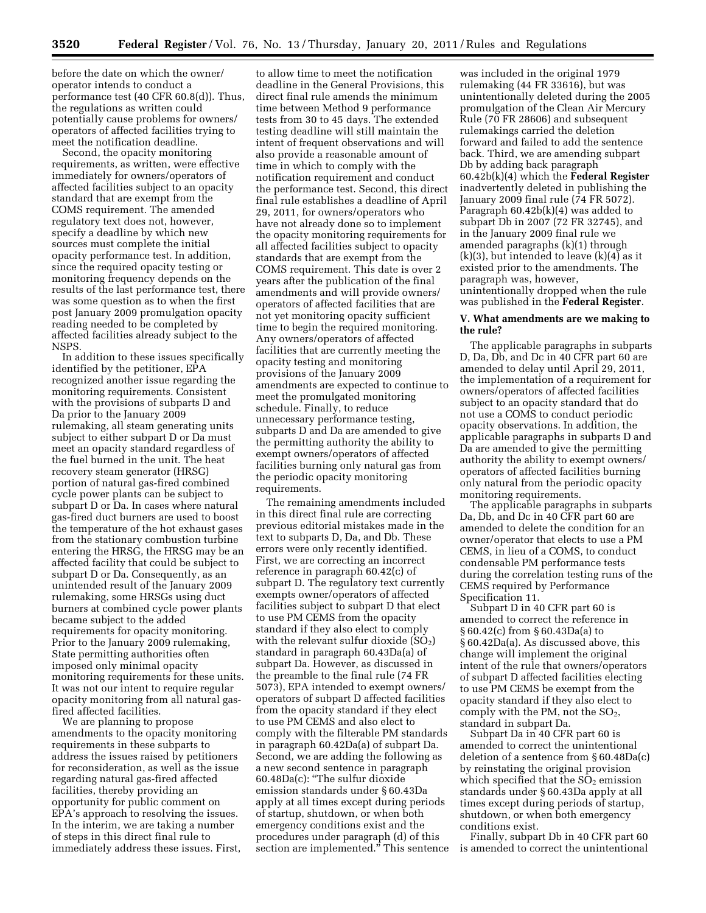before the date on which the owner/operator intends to conduct a performance test (40 CFR 60.8(d)). Thus, the regulations as written could potentially cause problems for owners/operators of affected facilities trying to meet the notification deadline.

Second, the opacity monitoring requirements, as written, were effective immediately for owners/operators of affected facilities subject to an opacity standard that are exempt from the COMS requirement. The amended regulatory text does not, however, specify a deadline by which new sources must complete the initial opacity performance test. In addition, since the required opacity testing or monitoring frequency depends on the results of the last performance test, there was some question as to when the first post January 2009 promulgation opacity reading needed to be completed by affected facilities already subject to the NSPS.

In addition to these issues specifically identified by the petitioner, EPA recognized another issue regarding the monitoring requirements. Consistent with the provisions of subparts D and Da prior to the January 2009 rulemaking, all steam generating units subject to either subpart D or Da must meet an opacity standard regardless of the fuel burned in the unit. The heat recovery steam generator (HRSG) portion of natural gas-fired combined cycle power plants can be subject to subpart D or Da. In cases where natural gas-fired duct burners are used to boost the temperature of the hot exhaust gases from the stationary combustion turbine entering the HRSG, the HRSG may be an affected facility that could be subject to subpart D or Da. Consequently, as an unintended result of the January 2009 rulemaking, some HRSGs using duct burners at combined cycle power plants became subject to the added requirements for opacity monitoring. Prior to the January 2009 rulemaking, State permitting authorities often imposed only minimal opacity monitoring requirements for these units. It was not our intent to require regular opacity monitoring from all natural gas-fired affected facilities.

We are planning to propose amendments to the opacity monitoring requirements in these subparts to address the issues raised by petitioners for reconsideration, as well as the issue regarding natural gas-fired affected facilities, thereby providing an opportunity for public comment on EPA's approach to resolving the issues. In the interim, we are taking a number of steps in this direct final rule to immediately address these issues. First, to allow time to meet the notification deadline in the General Provisions, this direct final rule amends the minimum time between Method 9 performance tests from 30 to 45 days. The extended testing deadline will still maintain the intent of frequent observations and will also provide a reasonable amount of time in which to comply with the notification requirement and conduct the performance test. Second, this direct final rule establishes a deadline of April 29, 2011, for owners/operators who have not already done so to implement the opacity monitoring requirements for all affected facilities subject to opacity standards that are exempt from the COMS requirement. This date is over 2 years after the publication of the final amendments and will provide owners/operators of affected facilities that are not yet monitoring opacity sufficient time to begin the required monitoring. Any owners/operators of affected facilities that are currently meeting the opacity testing and monitoring provisions of the January 2009 amendments are expected to continue to meet the promulgated monitoring schedule. Finally, to reduce unnecessary performance testing, subparts D and Da are amended to give the permitting authority the ability to exempt owners/operators of affected facilities burning only natural gas from the periodic opacity monitoring requirements.

The remaining amendments included in this direct final rule are correcting previous editorial mistakes made in the text to subparts D, Da, and Db. These errors were only recently identified. First, we are correcting an incorrect reference in paragraph 60.42(c) of subpart D. The regulatory text currently exempts owner/operators of affected facilities subject to subpart D that elect to use PM CEMS from the opacity standard if they also elect to comply with the relevant sulfur dioxide ($SO_2$) standard in paragraph 60.43Da(a) of subpart Da. However, as discussed in the preamble to the final rule (74 FR 5073), EPA intended to exempt owners/operators of subpart D affected facilities from the opacity standard if they elect to use PM CEMS and also elect to comply with the filterable PM standards in paragraph 60.42Da(a) of subpart Da. Second, we are adding the following as a new second sentence in paragraph 60.48Da(c): "The sulfur dioxide emission standards under § 60.43Da apply at all times except during periods of startup, shutdown, or when both emergency conditions exist and the procedures under paragraph (d) of this section are implemented." This sentence was included in the original 1979 rulemaking (44 FR 33616), but was unintentionally deleted during the 2005 promulgation of the Clean Air Mercury Rule (70 FR 28606) and subsequent rulemakings carried the deletion forward and failed to add the sentence back. Third, we are amending subpart Db by adding back paragraph 60.42b(k)(4) which the **Federal Register** inadvertently deleted in publishing the January 2009 final rule (74 FR 5072). Paragraph 60.42b(k)(4) was added to subpart Db in 2007 (72 FR 32745), and in the January 2009 final rule we amended paragraphs (k)(1) through (k)(3), but intended to leave (k)(4) as it existed prior to the amendments. The paragraph was, however, unintentionally dropped when the rule was published in the **Federal Register**.

## V. What amendments are we making to the rule?

The applicable paragraphs in subparts D, Da, Db, and Dc in 40 CFR part 60 are amended to delay until April 29, 2011, the implementation of a requirement for owners/operators of affected facilities subject to an opacity standard that do not use a COMS to conduct periodic opacity observations. In addition, the applicable paragraphs in subparts D and Da are amended to give the permitting authority the ability to exempt owners/operators of affected facilities burning only natural from the periodic opacity monitoring requirements.

The applicable paragraphs in subparts Da, Db, and Dc in 40 CFR part 60 are amended to delete the condition for an owner/operator that elects to use a PM CEMS, in lieu of a COMS, to conduct condensable PM performance tests during the correlation testing runs of the CEMS required by Performance Specification 11.

Subpart D in 40 CFR part 60 is amended to correct the reference in § 60.42(c) from § 60.43Da(a) to § 60.42Da(a). As discussed above, this change will implement the original intent of the rule that owners/operators of subpart D affected facilities electing to use PM CEMS be exempt from the opacity standard if they also elect to comply with the PM, not the $SO_2$, standard in subpart Da.

Subpart Da in 40 CFR part 60 is amended to correct the unintentional deletion of a sentence from § 60.48Da(c) by reinstating the original provision which specified that the $SO_2$ emission standards under § 60.43Da apply at all times except during periods of startup, shutdown, or when both emergency conditions exist.

Finally, subpart Db in 40 CFR part 60 is amended to correct the unintentional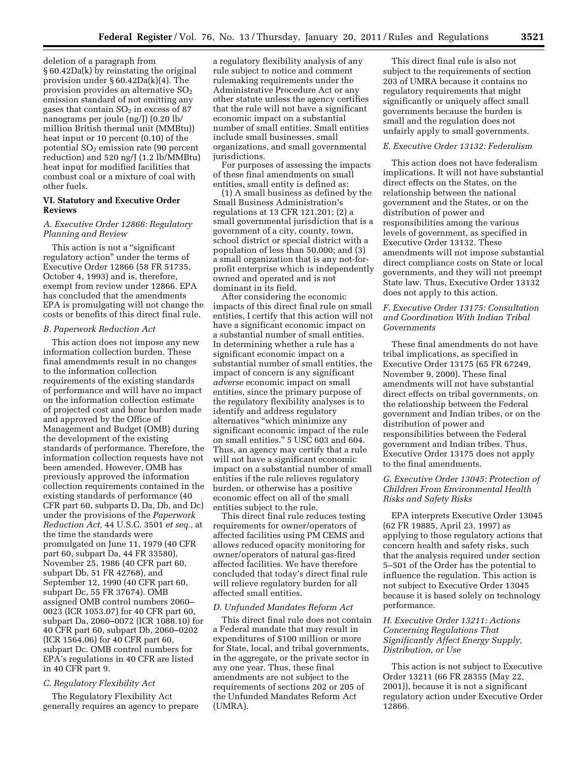deletion of a paragraph from § 60.42Da(k) by reinstating the original provision under § 60.42Da(k)(4). The provision provides an alternative $SO_2$ emission standard of not emitting any gases that contain $SO_2$ in excess of 87 nanograms per joule (ng/J) (0.20 lb/million British thermal unit (MMBtu)) heat input or 10 percent (0.10) of the potential $SO_2$ emission rate (90 percent reduction) and 520 ng/J (1.2 lb/MMBtu) heat input for modified facilities that combust coal or a mixture of coal with other fuels.

## VI. Statutory and Executive Order Reviews

### A. Executive Order 12866: Regulatory Planning and Review

This action is not a "significant regulatory action" under the terms of Executive Order 12866 (58 FR 51735, October 4, 1993) and is, therefore, exempt from review under 12866. EPA has concluded that the amendments EPA is promulgating will not change the costs or benefits of this direct final rule.

### B. Paperwork Reduction Act

This action does not impose any new information collection burden. These final amendments result in no changes to the information collection requirements of the existing standards of performance and will have no impact on the information collection estimate of projected cost and hour burden made and approved by the Office of Management and Budget (OMB) during the development of the existing standards of performance. Therefore, the information collection requests have not been amended. However, OMB has previously approved the information collection requirements contained in the existing standards of performance (40 CFR part 60, subparts D, Da, Db, and Dc) under the provisions of the *Paperwork Reduction Act,* 44 U.S.C. 3501 *et seq.,* at the time the standards were promulgated on June 11, 1979 (40 CFR part 60, subpart Da, 44 FR 33580), November 25, 1986 (40 CFR part 60, subpart Db, 51 FR 42768), and September 12, 1990 (40 CFR part 60, subpart Dc, 55 FR 37674). OMB assigned OMB control numbers 2060–0023 (ICR 1053.07) for 40 CFR part 60, subpart Da, 2060–0072 (ICR 1088.10) for 40 CFR part 60, subpart Db, 2060–0202 (ICR 1564.06) for 40 CFR part 60, subpart Dc. OMB control numbers for EPA's regulations in 40 CFR are listed in 40 CFR part 9.

### C. Regulatory Flexibility Act

The Regulatory Flexibility Act generally requires an agency to prepare a regulatory flexibility analysis of any rule subject to notice and comment rulemaking requirements under the Administrative Procedure Act or any other statute unless the agency certifies that the rule will not have a significant economic impact on a substantial number of small entities. Small entities include small businesses, small organizations, and small governmental jurisdictions.

For purposes of assessing the impacts of these final amendments on small entities, small entity is defined as:

(1) A small business as defined by the Small Business Administration's regulations at 13 CFR 121.201; (2) a small governmental jurisdiction that is a government of a city, county, town, school district or special district with a population of less than 50,000; and (3) a small organization that is any not-for-profit enterprise which is independently owned and operated and is not dominant in its field.

After considering the economic impacts of this direct final rule on small entities, I certify that this action will not have a significant economic impact on a substantial number of small entities. In determining whether a rule has a significant economic impact on a substantial number of small entities, the impact of concern is any significant *adverse* economic impact on small entities, since the primary purpose of the regulatory flexibility analyses is to identify and address regulatory alternatives "which minimize any significant economic impact of the rule on small entities." 5 USC 603 and 604. Thus, an agency may certify that a rule will not have a significant economic impact on a substantial number of small entities if the rule relieves regulatory burden, or otherwise has a positive economic effect on all of the small entities subject to the rule.

This direct final rule reduces testing requirements for owner/operators of affected facilities using PM CEMS and allows reduced opacity monitoring for owner/operators of natural gas-fired affected facilities. We have therefore concluded that today's direct final rule will relieve regulatory burden for all affected small entities.

### D. Unfunded Mandates Reform Act

This direct final rule does not contain a Federal mandate that may result in expenditures of $100 million or more for State, local, and tribal governments, in the aggregate, or the private sector in any one year. Thus, these final amendments are not subject to the requirements of sections 202 or 205 of the Unfunded Mandates Reform Act (UMRA).

This direct final rule is also not subject to the requirements of section 203 of UMRA because it contains no regulatory requirements that might significantly or uniquely affect small governments because the burden is small and the regulation does not unfairly apply to small governments.

### E. Executive Order 13132: Federalism

This action does not have federalism implications. It will not have substantial direct effects on the States, on the relationship between the national government and the States, or on the distribution of power and responsibilities among the various levels of government, as specified in Executive Order 13132. These amendments will not impose substantial direct compliance costs on State or local governments, and they will not preempt State law. Thus, Executive Order 13132 does not apply to this action.

### F. Executive Order 13175: Consultation and Coordination With Indian Tribal Governments

These final amendments do not have tribal implications, as specified in Executive Order 13175 (65 FR 67249, November 9, 2000). These final amendments will not have substantial direct effects on tribal governments, on the relationship between the Federal government and Indian tribes, or on the distribution of power and responsibilities between the Federal government and Indian tribes. Thus, Executive Order 13175 does not apply to the final amendments.

### G. Executive Order 13045: Protection of Children From Environmental Health Risks and Safety Risks

EPA interprets Executive Order 13045 (62 FR 19885, April 23, 1997) as applying to those regulatory actions that concern health and safety risks, such that the analysis required under section 5–501 of the Order has the potential to influence the regulation. This action is not subject to Executive Order 13045 because it is based solely on technology performance.

### H. Executive Order 13211: Actions Concerning Regulations That Significantly Affect Energy Supply, Distribution, or Use

This action is not subject to Executive Order 13211 (66 FR 28355 (May 22, 2001)), because it is not a significant regulatory action under Executive Order 12866.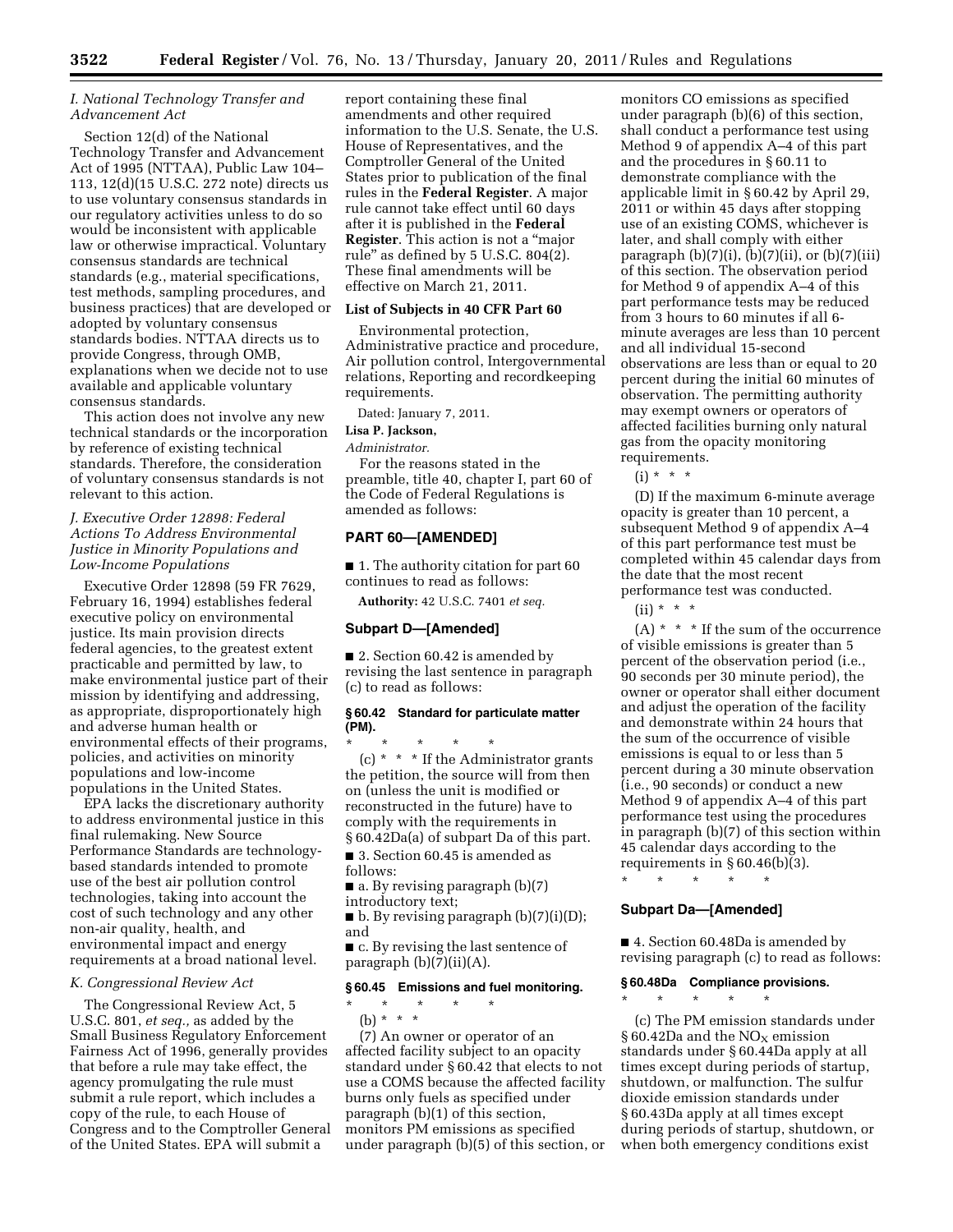### I. National Technology Transfer and Advancement Act

Section 12(d) of the National Technology Transfer and Advancement Act of 1995 (NTTAA), Public Law 104–113, 12(d)(15 U.S.C. 272 note) directs us to use voluntary consensus standards in our regulatory activities unless to do so would be inconsistent with applicable law or otherwise impractical. Voluntary consensus standards are technical standards (e.g., material specifications, test methods, sampling procedures, and business practices) that are developed or adopted by voluntary consensus standards bodies. NTTAA directs us to provide Congress, through OMB, explanations when we decide not to use available and applicable voluntary consensus standards.

This action does not involve any new technical standards or the incorporation by reference of existing technical standards. Therefore, the consideration of voluntary consensus standards is not relevant to this action.

### J. Executive Order 12898: Federal Actions To Address Environmental Justice in Minority Populations and Low-Income Populations

Executive Order 12898 (59 FR 7629, February 16, 1994) establishes federal executive policy on environmental justice. Its main provision directs federal agencies, to the greatest extent practicable and permitted by law, to make environmental justice part of their mission by identifying and addressing, as appropriate, disproportionately high and adverse human health or environmental effects of their programs, policies, and activities on minority populations and low-income populations in the United States.

EPA lacks the discretionary authority to address environmental justice in this final rulemaking. New Source Performance Standards are technology-based standards intended to promote use of the best air pollution control technologies, taking into account the cost of such technology and any other non-air quality, health, and environmental impact and energy requirements at a broad national level.

### K. Congressional Review Act

The Congressional Review Act, 5 U.S.C. 801, *et seq.,* as added by the Small Business Regulatory Enforcement Fairness Act of 1996, generally provides that before a rule may take effect, the agency promulgating the rule must submit a rule report, which includes a copy of the rule, to each House of Congress and to the Comptroller General of the United States. EPA will submit a report containing these final amendments and other required information to the U.S. Senate, the U.S. House of Representatives, and the Comptroller General of the United States prior to publication of the final rules in the **Federal Register**. A major rule cannot take effect until 60 days after it is published in the **Federal Register**. This action is not a "major rule" as defined by 5 U.S.C. 804(2). These final amendments will be effective on March 21, 2011.

**List of Subjects in 40 CFR Part 60**

Environmental protection, Administrative practice and procedure, Air pollution control, Intergovernmental relations, Reporting and recordkeeping requirements.

Dated: January 7, 2011.

**Lisa P. Jackson,**

*Administrator.*

For the reasons stated in the preamble, title 40, chapter I, part 60 of the Code of Federal Regulations is amended as follows:

## PART 60—[AMENDED]

■ 1. The authority citation for part 60 continues to read as follows:

**Authority:** 42 U.S.C. 7401 *et seq.*

### Subpart D—[Amended]

■ 2. Section 60.42 is amended by revising the last sentence in paragraph (c) to read as follows:

**§ 60.42 Standard for particulate matter (PM).**

\* \* \* \* \*

(c) \* \* \* If the Administrator grants the petition, the source will from then on (unless the unit is modified or reconstructed in the future) have to comply with the requirements in § 60.42Da(a) of subpart Da of this part.

■ 3. Section 60.45 is amended as follows:

■ a. By revising paragraph (b)(7) introductory text;

■ b. By revising paragraph (b)(7)(i)(D); and

■ c. By revising the last sentence of paragraph (b)(7)(ii)(A).

**§ 60.45 Emissions and fuel monitoring.**

\* \* \* \* \*

(b) \* \* \*

(7) An owner or operator of an affected facility subject to an opacity standard under § 60.42 that elects to not use a COMS because the affected facility burns only fuels as specified under paragraph (b)(1) of this section, monitors PM emissions as specified under paragraph (b)(5) of this section, or monitors CO emissions as specified under paragraph (b)(6) of this section, shall conduct a performance test using Method 9 of appendix A–4 of this part and the procedures in § 60.11 to demonstrate compliance with the applicable limit in § 60.42 by April 29, 2011 or within 45 days after stopping use of an existing COMS, whichever is later, and shall comply with either paragraph (b)(7)(i), (b)(7)(ii), or (b)(7)(iii) of this section. The observation period for Method 9 of appendix A–4 of this part performance tests may be reduced from 3 hours to 60 minutes if all 6-minute averages are less than 10 percent and all individual 15-second observations are less than or equal to 20 percent during the initial 60 minutes of observation. The permitting authority may exempt owners or operators of affected facilities burning only natural gas from the opacity monitoring requirements.

(i) \* \* \*

(D) If the maximum 6-minute average opacity is greater than 10 percent, a subsequent Method 9 of appendix A–4 of this part performance test must be completed within 45 calendar days from the date that the most recent performance test was conducted.

(ii) \* \* \*

(A) \* \* \* If the sum of the occurrence of visible emissions is greater than 5 percent of the observation period (i.e., 90 seconds per 30 minute period), the owner or operator shall either document and adjust the operation of the facility and demonstrate within 24 hours that the sum of the occurrence of visible emissions is equal to or less than 5 percent during a 30 minute observation (i.e., 90 seconds) or conduct a new Method 9 of appendix A–4 of this part performance test using the procedures in paragraph (b)(7) of this section within 45 calendar days according to the requirements in § 60.46(b)(3).

\* \* \* \* \*

### Subpart Da—[Amended]

■ 4. Section 60.48Da is amended by revising paragraph (c) to read as follows:

**§ 60.48Da Compliance provisions.**

\* \* \* \* \*

(c) The PM emission standards under § 60.42Da and the $NO_X$ emission standards under § 60.44Da apply at all times except during periods of startup, shutdown, or malfunction. The sulfur dioxide emission standards under § 60.43Da apply at all times except during periods of startup, shutdown, or when both emergency conditions exist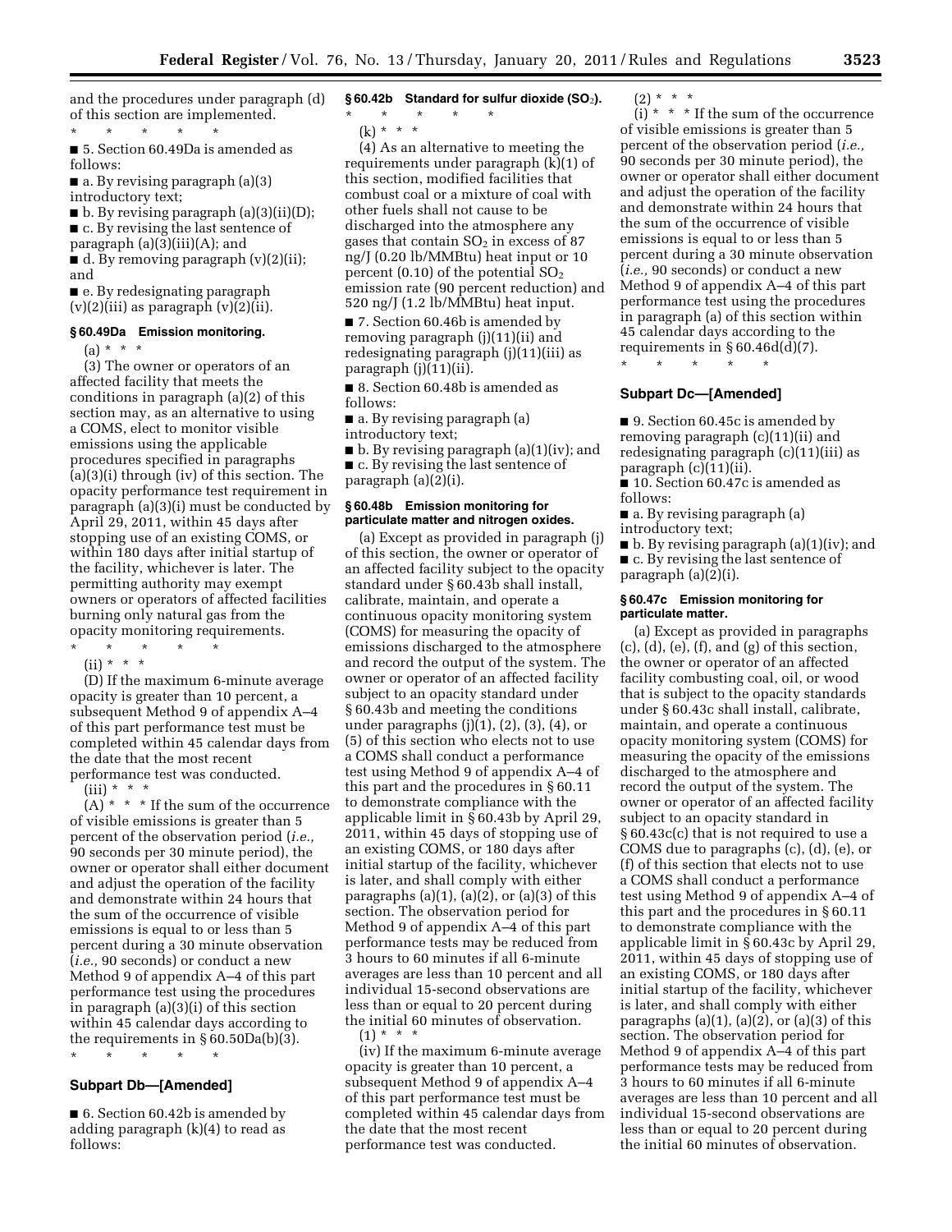and the procedures under paragraph (d) of this section are implemented.

\* \* \* \* \*

■ 5. Section 60.49Da is amended as follows:

■ a. By revising paragraph (a)(3) introductory text;

■ b. By revising paragraph (a)(3)(ii)(D);

■ c. By revising the last sentence of paragraph (a)(3)(iii)(A); and

■ d. By removing paragraph (v)(2)(ii); and

■ e. By redesignating paragraph (v)(2)(iii) as paragraph (v)(2)(ii).

### § 60.49Da Emission monitoring.

(a) \* \* \*

(3) The owner or operators of an affected facility that meets the conditions in paragraph (a)(2) of this section may, as an alternative to using a COMS, elect to monitor visible emissions using the applicable procedures specified in paragraphs (a)(3)(i) through (iv) of this section. The opacity performance test requirement in paragraph (a)(3)(i) must be conducted by April 29, 2011, within 45 days after stopping use of an existing COMS, or within 180 days after initial startup of the facility, whichever is later. The permitting authority may exempt owners or operators of affected facilities burning only natural gas from the opacity monitoring requirements.

\* \* \* \* \*

(ii) \* \* \*

(D) If the maximum 6-minute average opacity is greater than 10 percent, a subsequent Method 9 of appendix A–4 of this part performance test must be completed within 45 calendar days from the date that the most recent performance test was conducted.

(iii) \* \* \*

(A) \* \* \* If the sum of the occurrence of visible emissions is greater than 5 percent of the observation period (*i.e.,* 90 seconds per 30 minute period), the owner or operator shall either document and adjust the operation of the facility and demonstrate within 24 hours that the sum of the occurrence of visible emissions is equal to or less than 5 percent during a 30 minute observation (*i.e.,* 90 seconds) or conduct a new Method 9 of appendix A–4 of this part performance test using the procedures in paragraph (a)(3)(i) of this section within 45 calendar days according to the requirements in § 60.50Da(b)(3).

\* \* \* \* \*

## Subpart Db—[Amended]

■ 6. Section 60.42b is amended by adding paragraph (k)(4) to read as follows:

### § 60.42b Standard for sulfur dioxide ($SO_2$).

\* \* \* \* \*

(k) \* \* \*

(4) As an alternative to meeting the requirements under paragraph (k)(1) of this section, modified facilities that combust coal or a mixture of coal with other fuels shall not cause to be discharged into the atmosphere any gases that contain $SO_2$ in excess of 87 ng/J (0.20 lb/MMBtu) heat input or 10 percent (0.10) of the potential $SO_2$ emission rate (90 percent reduction) and 520 ng/J (1.2 lb/MMBtu) heat input.

■ 7. Section 60.46b is amended by removing paragraph (j)(11)(ii) and redesignating paragraph (j)(11)(iii) as paragraph (j)(11)(ii).

■ 8. Section 60.48b is amended as follows:

■ a. By revising paragraph (a) introductory text;

■ b. By revising paragraph (a)(1)(iv); and

■ c. By revising the last sentence of paragraph (a)(2)(i).

### § 60.48b Emission monitoring for particulate matter and nitrogen oxides.

(a) Except as provided in paragraph (j) of this section, the owner or operator of an affected facility subject to the opacity standard under § 60.43b shall install, calibrate, maintain, and operate a continuous opacity monitoring system (COMS) for measuring the opacity of emissions discharged to the atmosphere and record the output of the system. The owner or operator of an affected facility subject to an opacity standard under § 60.43b and meeting the conditions under paragraphs (j)(1), (2), (3), (4), or (5) of this section who elects not to use a COMS shall conduct a performance test using Method 9 of appendix A–4 of this part and the procedures in § 60.11 to demonstrate compliance with the applicable limit in § 60.43b by April 29, 2011, within 45 days of stopping use of an existing COMS, or 180 days after initial startup of the facility, whichever is later, and shall comply with either paragraphs (a)(1), (a)(2), or (a)(3) of this section. The observation period for Method 9 of appendix A–4 of this part performance tests may be reduced from 3 hours to 60 minutes if all 6-minute averages are less than 10 percent and all individual 15-second observations are less than or equal to 20 percent during the initial 60 minutes of observation.

(1) \* \* \*

(iv) If the maximum 6-minute average opacity is greater than 10 percent, a subsequent Method 9 of appendix A–4 of this part performance test must be completed within 45 calendar days from the date that the most recent performance test was conducted.

(2) \* \* \*

(i) \* \* \* If the sum of the occurrence of visible emissions is greater than 5 percent of the observation period (*i.e.,* 90 seconds per 30 minute period), the owner or operator shall either document and adjust the operation of the facility and demonstrate within 24 hours that the sum of the occurrence of visible emissions is equal to or less than 5 percent during a 30 minute observation (*i.e.,* 90 seconds) or conduct a new Method 9 of appendix A–4 of this part performance test using the procedures in paragraph (a) of this section within 45 calendar days according to the requirements in § 60.46d(d)(7).

\* \* \* \* \*

## Subpart Dc—[Amended]

■ 9. Section 60.45c is amended by removing paragraph (c)(11)(ii) and redesignating paragraph (c)(11)(iii) as paragraph (c)(11)(ii).

■ 10. Section 60.47c is amended as follows:

■ a. By revising paragraph (a) introductory text;

■ b. By revising paragraph (a)(1)(iv); and

■ c. By revising the last sentence of paragraph (a)(2)(i).

### § 60.47c Emission monitoring for particulate matter.

(a) Except as provided in paragraphs (c), (d), (e), (f), and (g) of this section, the owner or operator of an affected facility combusting coal, oil, or wood that is subject to the opacity standards under § 60.43c shall install, calibrate, maintain, and operate a continuous opacity monitoring system (COMS) for measuring the opacity of the emissions discharged to the atmosphere and record the output of the system. The owner or operator of an affected facility subject to an opacity standard in § 60.43c(c) that is not required to use a COMS due to paragraphs (c), (d), (e), or (f) of this section that elects not to use a COMS shall conduct a performance test using Method 9 of appendix A–4 of this part and the procedures in § 60.11 to demonstrate compliance with the applicable limit in § 60.43c by April 29, 2011, within 45 days of stopping use of an existing COMS, or 180 days after initial startup of the facility, whichever is later, and shall comply with either paragraphs (a)(1), (a)(2), or (a)(3) of this section. The observation period for Method 9 of appendix A–4 of this part performance tests may be reduced from 3 hours to 60 minutes if all 6-minute averages are less than 10 percent and all individual 15-second observations are less than or equal to 20 percent during the initial 60 minutes of observation.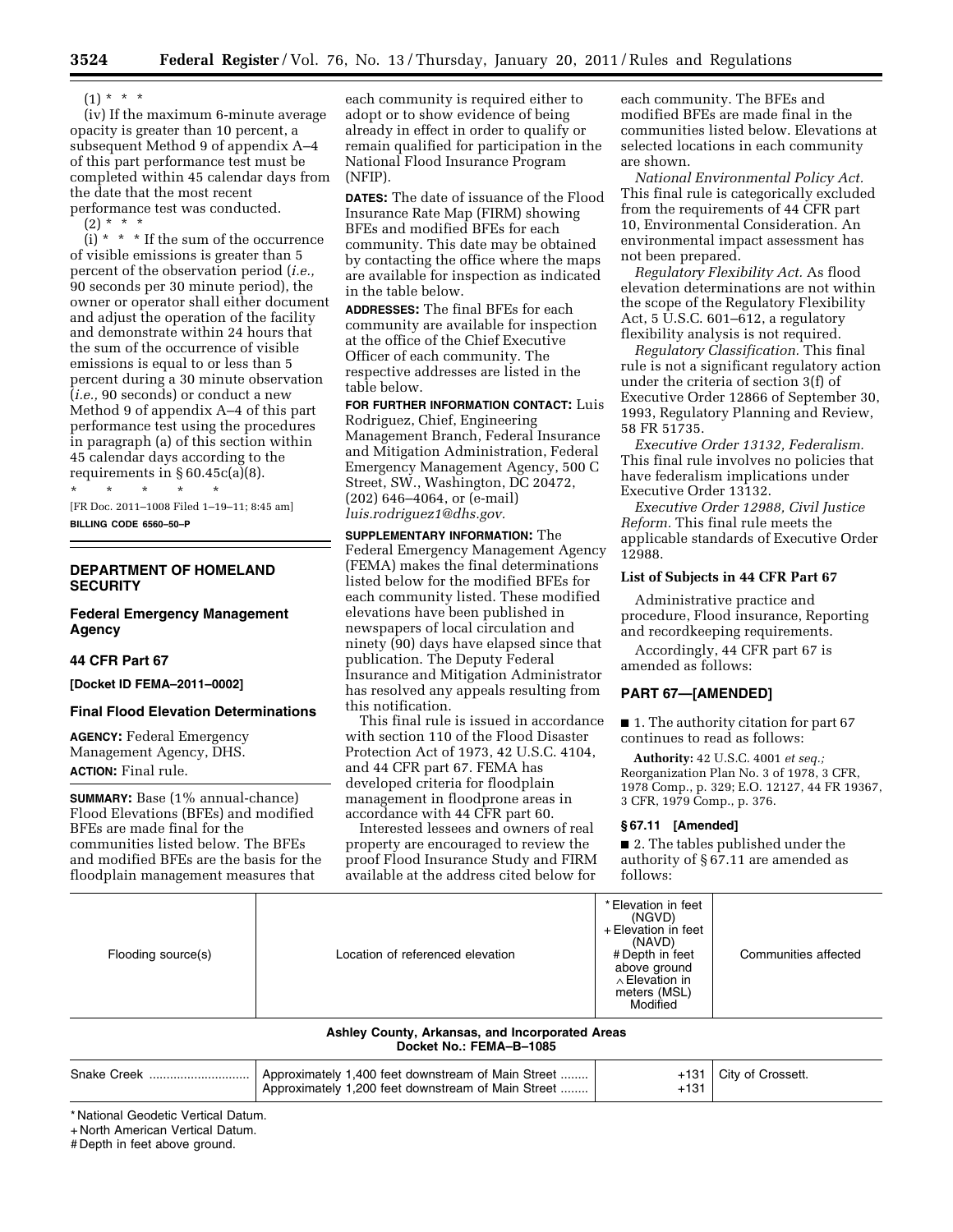(1) * * *

(iv) If the maximum 6-minute average opacity is greater than 10 percent, a subsequent Method 9 of appendix A–4 of this part performance test must be completed within 45 calendar days from the date that the most recent performance test was conducted.

(2) * * *

(i) * * * If the sum of the occurrence of visible emissions is greater than 5 percent of the observation period (*i.e.,* 90 seconds per 30 minute period), the owner or operator shall either document and adjust the operation of the facility and demonstrate within 24 hours that the sum of the occurrence of visible emissions is equal to or less than 5 percent during a 30 minute observation (*i.e.,* 90 seconds) or conduct a new Method 9 of appendix A–4 of this part performance test using the procedures in paragraph (a) of this section within 45 calendar days according to the requirements in § 60.45c(a)(8).

\* \* \* \* \*

[FR Doc. 2011–1008 Filed 1–19–11; 8:45 am]

**BILLING CODE 6560–50–P**

## DEPARTMENT OF HOMELAND SECURITY

## Federal Emergency Management Agency

### 44 CFR Part 67

**[Docket ID FEMA–2011–0002]**

### Final Flood Elevation Determinations

**AGENCY:** Federal Emergency Management Agency, DHS.

**ACTION:** Final rule.

**SUMMARY:** Base (1% annual-chance) Flood Elevations (BFEs) and modified BFEs are made final for the communities listed below. The BFEs and modified BFEs are the basis for the floodplain management measures that each community is required either to adopt or to show evidence of being already in effect in order to qualify or remain qualified for participation in the National Flood Insurance Program (NFIP).

**DATES:** The date of issuance of the Flood Insurance Rate Map (FIRM) showing BFEs and modified BFEs for each community. This date may be obtained by contacting the office where the maps are available for inspection as indicated in the table below.

**ADDRESSES:** The final BFEs for each community are available for inspection at the office of the Chief Executive Officer of each community. The respective addresses are listed in the table below.

**FOR FURTHER INFORMATION CONTACT:** Luis Rodriguez, Chief, Engineering Management Branch, Federal Insurance and Mitigation Administration, Federal Emergency Management Agency, 500 C Street, SW., Washington, DC 20472, (202) 646–4064, or (e-mail) *luis.rodriguez1@dhs.gov.*

**SUPPLEMENTARY INFORMATION:** The Federal Emergency Management Agency (FEMA) makes the final determinations listed below for the modified BFEs for each community listed. These modified elevations have been published in newspapers of local circulation and ninety (90) days have elapsed since that publication. The Deputy Federal Insurance and Mitigation Administrator has resolved any appeals resulting from this notification.

This final rule is issued in accordance with section 110 of the Flood Disaster Protection Act of 1973, 42 U.S.C. 4104, and 44 CFR part 67. FEMA has developed criteria for floodplain management in floodprone areas in accordance with 44 CFR part 60.

Interested lessees and owners of real property are encouraged to review the proof Flood Insurance Study and FIRM available at the address cited below for each community. The BFEs and modified BFEs are made final in the communities listed below. Elevations at selected locations in each community are shown.

*National Environmental Policy Act.* This final rule is categorically excluded from the requirements of 44 CFR part 10, Environmental Consideration. An environmental impact assessment has not been prepared.

*Regulatory Flexibility Act.* As flood elevation determinations are not within the scope of the Regulatory Flexibility Act, 5 U.S.C. 601–612, a regulatory flexibility analysis is not required.

*Regulatory Classification.* This final rule is not a significant regulatory action under the criteria of section 3(f) of Executive Order 12866 of September 30, 1993, Regulatory Planning and Review, 58 FR 51735.

*Executive Order 13132, Federalism.* This final rule involves no policies that have federalism implications under Executive Order 13132.

*Executive Order 12988, Civil Justice Reform.* This final rule meets the applicable standards of Executive Order 12988.

### List of Subjects in 44 CFR Part 67

Administrative practice and procedure, Flood insurance, Reporting and recordkeeping requirements.

Accordingly, 44 CFR part 67 is amended as follows:

### PART 67—[AMENDED]

■ 1. The authority citation for part 67 continues to read as follows:

**Authority:** 42 U.S.C. 4001 *et seq.;* Reorganization Plan No. 3 of 1978, 3 CFR, 1978 Comp., p. 329; E.O. 12127, 44 FR 19367, 3 CFR, 1979 Comp., p. 376.

### § 67.11 [Amended]

■ 2. The tables published under the authority of § 67.11 are amended as follows:

| Flooding source(s) | Location of referenced elevation | * Elevation in feet (NGVD) + Elevation in feet (NAVD) # Depth in feet above ground ^ Elevation in meters (MSL) Modified | Communities affected |
|---|---|---|---|
| **Ashley County, Arkansas, and Incorporated Areas Docket No.: FEMA–B–1085** | | | |
| Snake Creek | Approximately 1,400 feet downstream of Main Street | +131 | City of Crossett. |
| | Approximately 1,200 feet downstream of Main Street | +131 | |

\* National Geodetic Vertical Datum.

\+ North American Vertical Datum.

\# Depth in feet above ground.